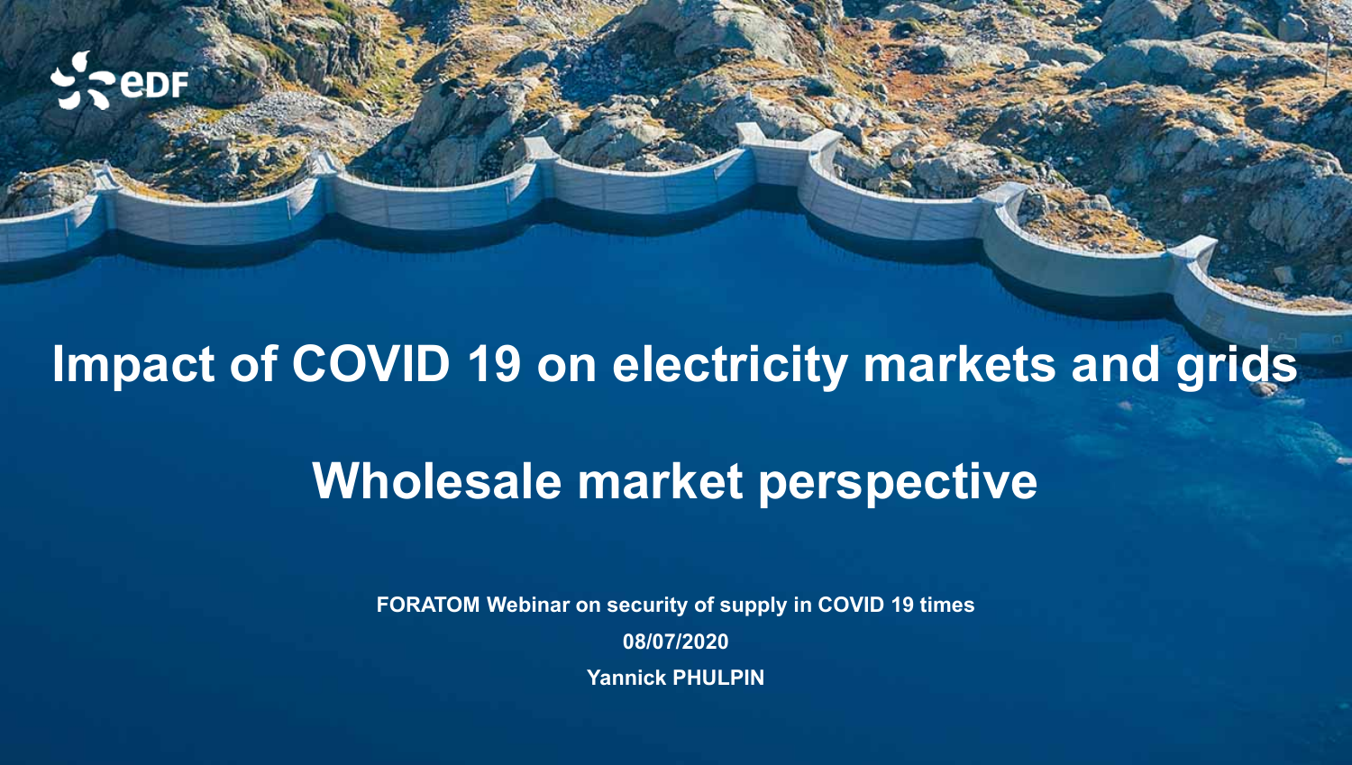# Impact of COVID 19 on electricity markets and grids

## Wholesale market perspective

**FORATOM Webinar on security of supply in COVID 19 times**

**08/07/2020**

**Yannick PHULPIN**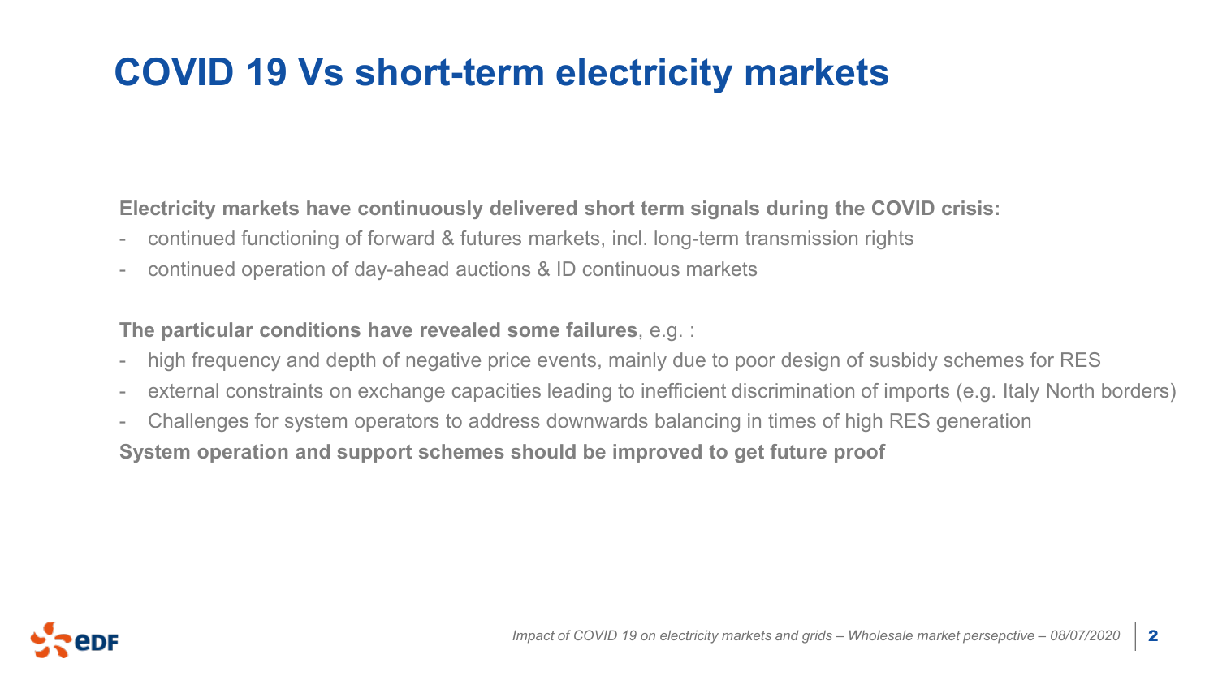# COVID 19 Vs short-term electricity markets

**Electricity markets have continuously delivered short term signals during the COVID crisis:**

- continued functioning of forward & futures markets, incl. long-term transmission rights
- continued operation of day-ahead auctions & ID continuous markets

**The particular conditions have revealed some failures**, e.g. :

- high frequency and depth of negative price events, mainly due to poor design of susbidy schemes for RES
- external constraints on exchange capacities leading to inefficient discrimination of imports (e.g. Italy North borders)
- Challenges for system operators to address downwards balancing in times of high RES generation

**System operation and support schemes should be improved to get future proof**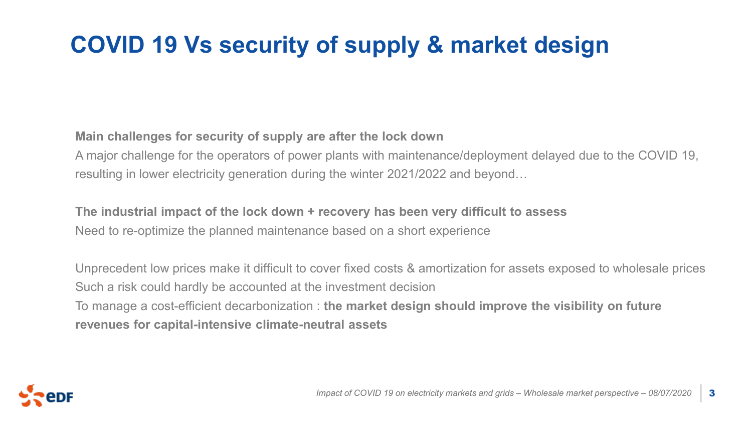# COVID 19 Vs security of supply & market design

**Main challenges for security of supply are after the lock down**

A major challenge for the operators of power plants with maintenance/deployment delayed due to the COVID 19, resulting in lower electricity generation during the winter 2021/2022 and beyond…

**The industrial impact of the lock down + recovery has been very difficult to assess**

Need to re-optimize the planned maintenance based on a short experience

Unprecedent low prices make it difficult to cover fixed costs & amortization for assets exposed to wholesale prices

Such a risk could hardly be accounted at the investment decision

To manage a cost-efficient decarbonization : **the market design should improve the visibility on future revenues for capital-intensive climate-neutral assets**